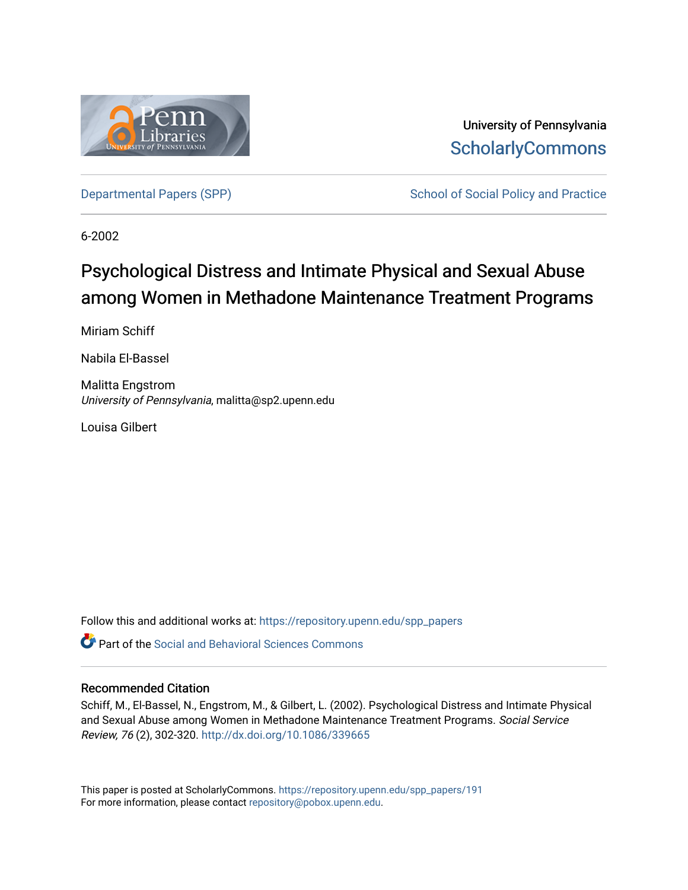University of Pennsylvania
ScholarlyCommons

Departmental Papers (SPP) | School of Social Policy and Practice

6-2002

# Psychological Distress and Intimate Physical and Sexual Abuse among Women in Methadone Maintenance Treatment Programs

Miriam Schiff

Nabila El-Bassel

Malitta Engstrom
*University of Pennsylvania*, malitta@sp2.upenn.edu

Louisa Gilbert

Follow this and additional works at: https://repository.upenn.edu/spp_papers

Part of the Social and Behavioral Sciences Commons

## Recommended Citation

Schiff, M., El-Bassel, N., Engstrom, M., & Gilbert, L. (2002). Psychological Distress and Intimate Physical and Sexual Abuse among Women in Methadone Maintenance Treatment Programs. *Social Service Review, 76* (2), 302-320. http://dx.doi.org/10.1086/339665

This paper is posted at ScholarlyCommons. https://repository.upenn.edu/spp_papers/191
For more information, please contact repository@pobox.upenn.edu.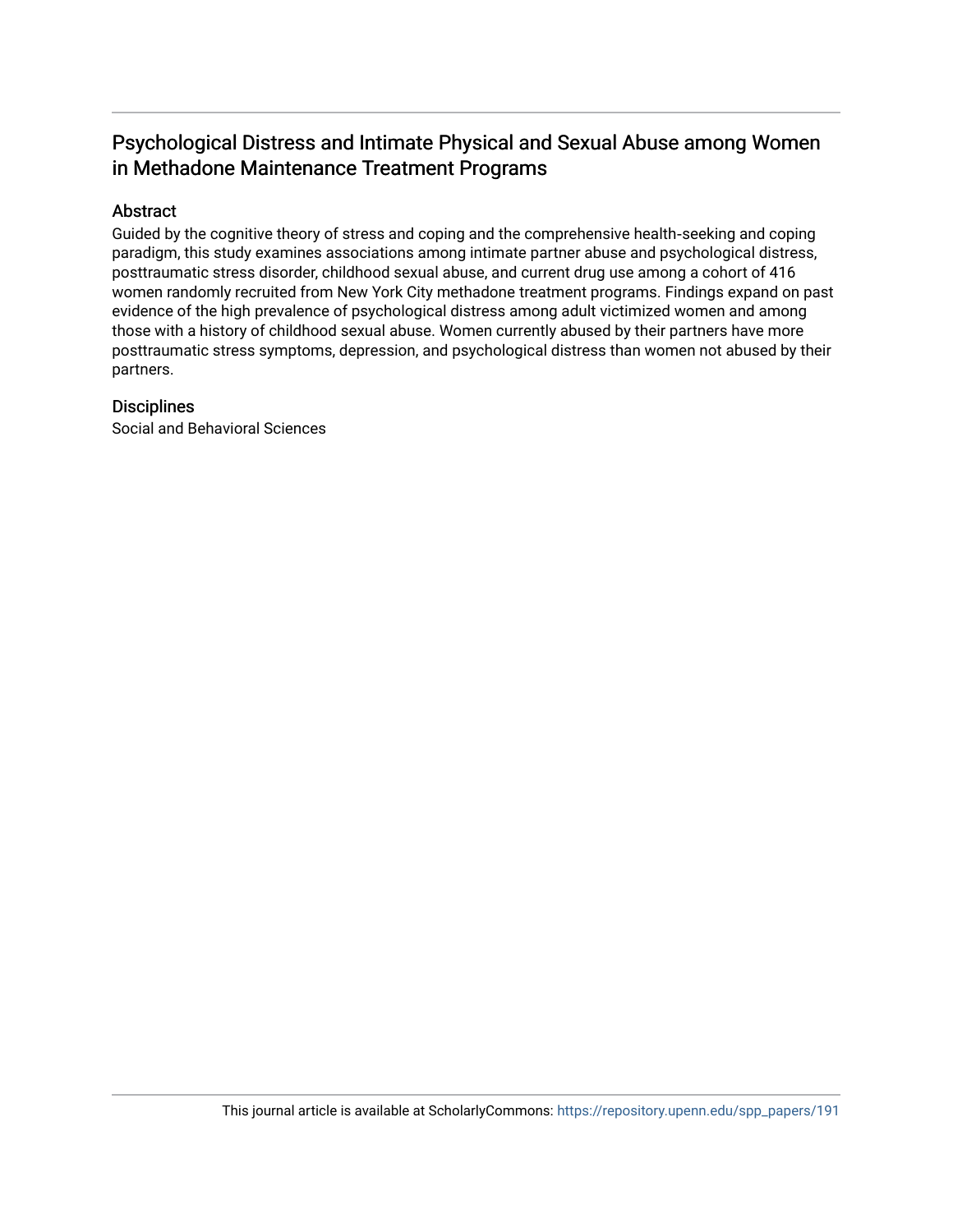# Psychological Distress and Intimate Physical and Sexual Abuse among Women in Methadone Maintenance Treatment Programs

## Abstract

Guided by the cognitive theory of stress and coping and the comprehensive health-seeking and coping paradigm, this study examines associations among intimate partner abuse and psychological distress, posttraumatic stress disorder, childhood sexual abuse, and current drug use among a cohort of 416 women randomly recruited from New York City methadone treatment programs. Findings expand on past evidence of the high prevalence of psychological distress among adult victimized women and among those with a history of childhood sexual abuse. Women currently abused by their partners have more posttraumatic stress symptoms, depression, and psychological distress than women not abused by their partners.

## Disciplines

Social and Behavioral Sciences

This journal article is available at ScholarlyCommons: https://repository.upenn.edu/spp_papers/191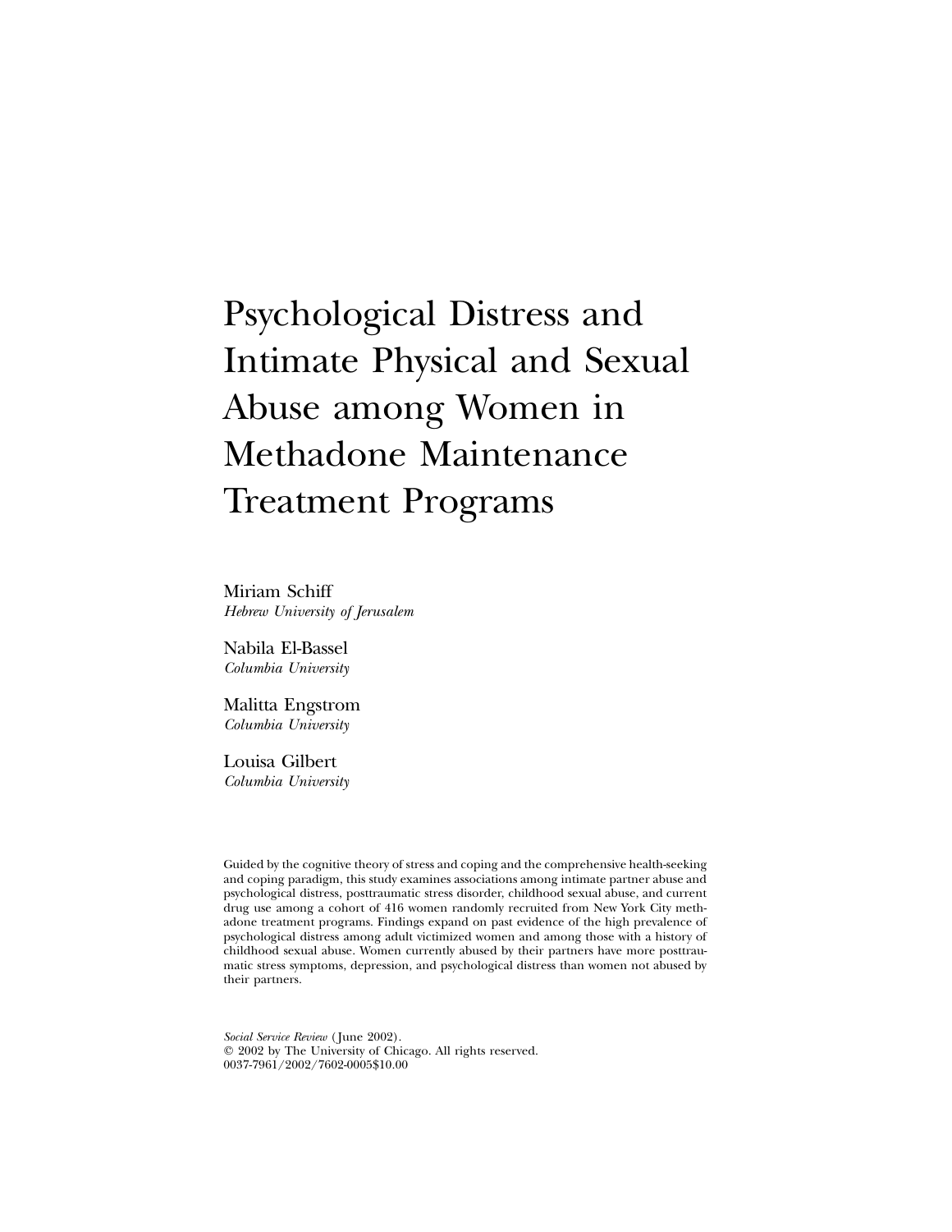# Psychological Distress and Intimate Physical and Sexual Abuse among Women in Methadone Maintenance Treatment Programs

Miriam Schiff
*Hebrew University of Jerusalem*

Nabila El-Bassel
*Columbia University*

Malitta Engstrom
*Columbia University*

Louisa Gilbert
*Columbia University*

Guided by the cognitive theory of stress and coping and the comprehensive health-seeking and coping paradigm, this study examines associations among intimate partner abuse and psychological distress, posttraumatic stress disorder, childhood sexual abuse, and current drug use among a cohort of 416 women randomly recruited from New York City methadone treatment programs. Findings expand on past evidence of the high prevalence of psychological distress among adult victimized women and among those with a history of childhood sexual abuse. Women currently abused by their partners have more posttraumatic stress symptoms, depression, and psychological distress than women not abused by their partners.

*Social Service Review* (June 2002).
© 2002 by The University of Chicago. All rights reserved.
0037-7961/2002/7602-0005$10.00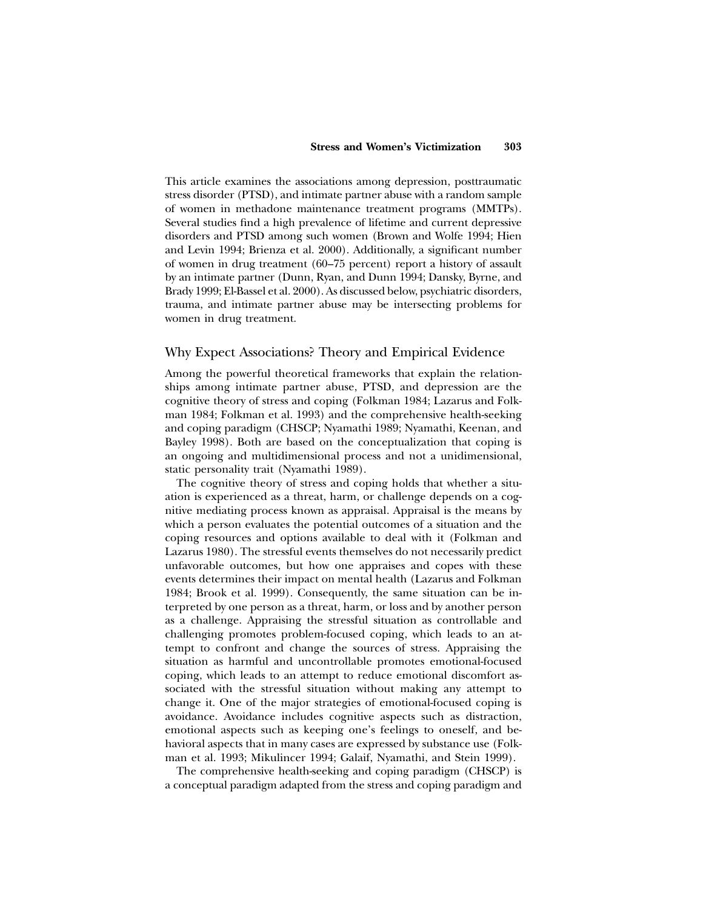This article examines the associations among depression, posttraumatic stress disorder (PTSD), and intimate partner abuse with a random sample of women in methadone maintenance treatment programs (MMTPs). Several studies find a high prevalence of lifetime and current depressive disorders and PTSD among such women (Brown and Wolfe 1994; Hien and Levin 1994; Brienza et al. 2000). Additionally, a significant number of women in drug treatment (60–75 percent) report a history of assault by an intimate partner (Dunn, Ryan, and Dunn 1994; Dansky, Byrne, and Brady 1999; El-Bassel et al. 2000). As discussed below, psychiatric disorders, trauma, and intimate partner abuse may be intersecting problems for women in drug treatment.

## Why Expect Associations? Theory and Empirical Evidence

Among the powerful theoretical frameworks that explain the relationships among intimate partner abuse, PTSD, and depression are the cognitive theory of stress and coping (Folkman 1984; Lazarus and Folkman 1984; Folkman et al. 1993) and the comprehensive health-seeking and coping paradigm (CHSCP; Nyamathi 1989; Nyamathi, Keenan, and Bayley 1998). Both are based on the conceptualization that coping is an ongoing and multidimensional process and not a unidimensional, static personality trait (Nyamathi 1989).

The cognitive theory of stress and coping holds that whether a situation is experienced as a threat, harm, or challenge depends on a cognitive mediating process known as appraisal. Appraisal is the means by which a person evaluates the potential outcomes of a situation and the coping resources and options available to deal with it (Folkman and Lazarus 1980). The stressful events themselves do not necessarily predict unfavorable outcomes, but how one appraises and copes with these events determines their impact on mental health (Lazarus and Folkman 1984; Brook et al. 1999). Consequently, the same situation can be interpreted by one person as a threat, harm, or loss and by another person as a challenge. Appraising the stressful situation as controllable and challenging promotes problem-focused coping, which leads to an attempt to confront and change the sources of stress. Appraising the situation as harmful and uncontrollable promotes emotional-focused coping, which leads to an attempt to reduce emotional discomfort associated with the stressful situation without making any attempt to change it. One of the major strategies of emotional-focused coping is avoidance. Avoidance includes cognitive aspects such as distraction, emotional aspects such as keeping one's feelings to oneself, and behavioral aspects that in many cases are expressed by substance use (Folkman et al. 1993; Mikulincer 1994; Galaif, Nyamathi, and Stein 1999).

The comprehensive health-seeking and coping paradigm (CHSCP) is a conceptual paradigm adapted from the stress and coping paradigm and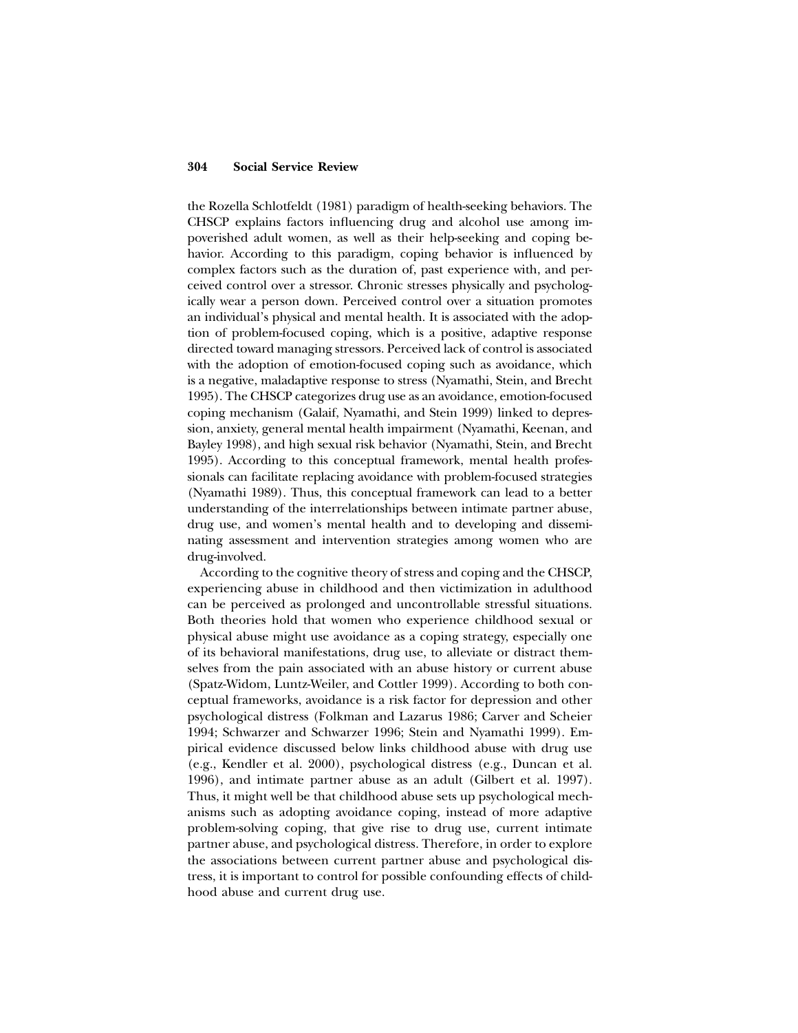the Rozella Schlotfeldt (1981) paradigm of health-seeking behaviors. The CHSCP explains factors influencing drug and alcohol use among impoverished adult women, as well as their help-seeking and coping behavior. According to this paradigm, coping behavior is influenced by complex factors such as the duration of, past experience with, and perceived control over a stressor. Chronic stresses physically and psychologically wear a person down. Perceived control over a situation promotes an individual's physical and mental health. It is associated with the adoption of problem-focused coping, which is a positive, adaptive response directed toward managing stressors. Perceived lack of control is associated with the adoption of emotion-focused coping such as avoidance, which is a negative, maladaptive response to stress (Nyamathi, Stein, and Brecht 1995). The CHSCP categorizes drug use as an avoidance, emotion-focused coping mechanism (Galaif, Nyamathi, and Stein 1999) linked to depression, anxiety, general mental health impairment (Nyamathi, Keenan, and Bayley 1998), and high sexual risk behavior (Nyamathi, Stein, and Brecht 1995). According to this conceptual framework, mental health professionals can facilitate replacing avoidance with problem-focused strategies (Nyamathi 1989). Thus, this conceptual framework can lead to a better understanding of the interrelationships between intimate partner abuse, drug use, and women's mental health and to developing and disseminating assessment and intervention strategies among women who are drug-involved.

According to the cognitive theory of stress and coping and the CHSCP, experiencing abuse in childhood and then victimization in adulthood can be perceived as prolonged and uncontrollable stressful situations. Both theories hold that women who experience childhood sexual or physical abuse might use avoidance as a coping strategy, especially one of its behavioral manifestations, drug use, to alleviate or distract themselves from the pain associated with an abuse history or current abuse (Spatz-Widom, Luntz-Weiler, and Cottler 1999). According to both conceptual frameworks, avoidance is a risk factor for depression and other psychological distress (Folkman and Lazarus 1986; Carver and Scheier 1994; Schwarzer and Schwarzer 1996; Stein and Nyamathi 1999). Empirical evidence discussed below links childhood abuse with drug use (e.g., Kendler et al. 2000), psychological distress (e.g., Duncan et al. 1996), and intimate partner abuse as an adult (Gilbert et al. 1997). Thus, it might well be that childhood abuse sets up psychological mechanisms such as adopting avoidance coping, instead of more adaptive problem-solving coping, that give rise to drug use, current intimate partner abuse, and psychological distress. Therefore, in order to explore the associations between current partner abuse and psychological distress, it is important to control for possible confounding effects of childhood abuse and current drug use.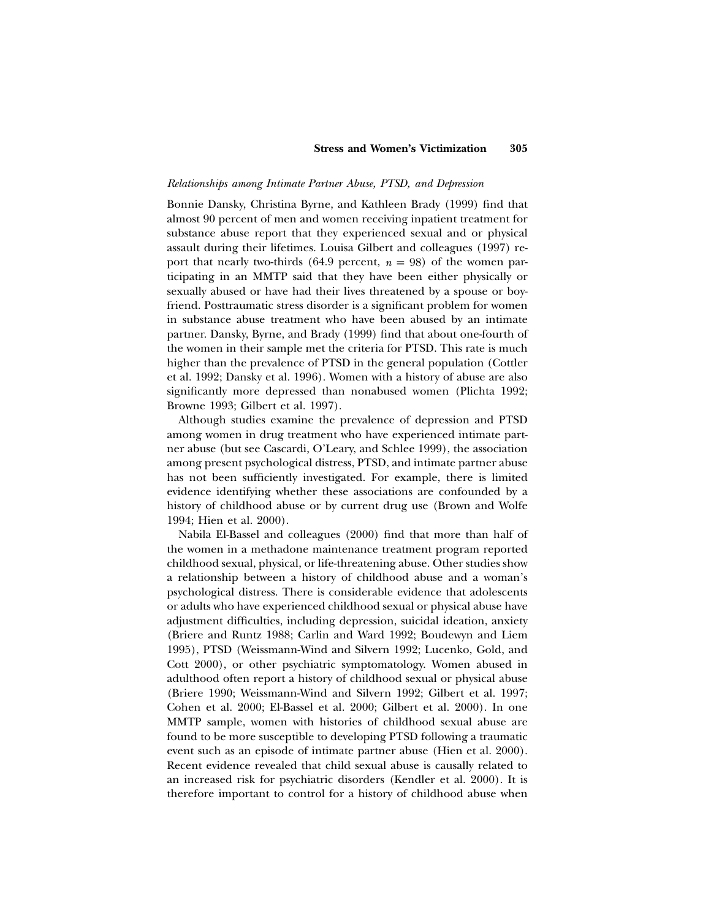*Relationships among Intimate Partner Abuse, PTSD, and Depression*

Bonnie Dansky, Christina Byrne, and Kathleen Brady (1999) find that almost 90 percent of men and women receiving inpatient treatment for substance abuse report that they experienced sexual and or physical assault during their lifetimes. Louisa Gilbert and colleagues (1997) report that nearly two-thirds (64.9 percent, $n = 98$) of the women participating in an MMTP said that they have been either physically or sexually abused or have had their lives threatened by a spouse or boyfriend. Posttraumatic stress disorder is a significant problem for women in substance abuse treatment who have been abused by an intimate partner. Dansky, Byrne, and Brady (1999) find that about one-fourth of the women in their sample met the criteria for PTSD. This rate is much higher than the prevalence of PTSD in the general population (Cottler et al. 1992; Dansky et al. 1996). Women with a history of abuse are also significantly more depressed than nonabused women (Plichta 1992; Browne 1993; Gilbert et al. 1997).

Although studies examine the prevalence of depression and PTSD among women in drug treatment who have experienced intimate partner abuse (but see Cascardi, O'Leary, and Schlee 1999), the association among present psychological distress, PTSD, and intimate partner abuse has not been sufficiently investigated. For example, there is limited evidence identifying whether these associations are confounded by a history of childhood abuse or by current drug use (Brown and Wolfe 1994; Hien et al. 2000).

Nabila El-Bassel and colleagues (2000) find that more than half of the women in a methadone maintenance treatment program reported childhood sexual, physical, or life-threatening abuse. Other studies show a relationship between a history of childhood abuse and a woman's psychological distress. There is considerable evidence that adolescents or adults who have experienced childhood sexual or physical abuse have adjustment difficulties, including depression, suicidal ideation, anxiety (Briere and Runtz 1988; Carlin and Ward 1992; Boudewyn and Liem 1995), PTSD (Weissmann-Wind and Silvern 1992; Lucenko, Gold, and Cott 2000), or other psychiatric symptomatology. Women abused in adulthood often report a history of childhood sexual or physical abuse (Briere 1990; Weissmann-Wind and Silvern 1992; Gilbert et al. 1997; Cohen et al. 2000; El-Bassel et al. 2000; Gilbert et al. 2000). In one MMTP sample, women with histories of childhood sexual abuse are found to be more susceptible to developing PTSD following a traumatic event such as an episode of intimate partner abuse (Hien et al. 2000). Recent evidence revealed that child sexual abuse is causally related to an increased risk for psychiatric disorders (Kendler et al. 2000). It is therefore important to control for a history of childhood abuse when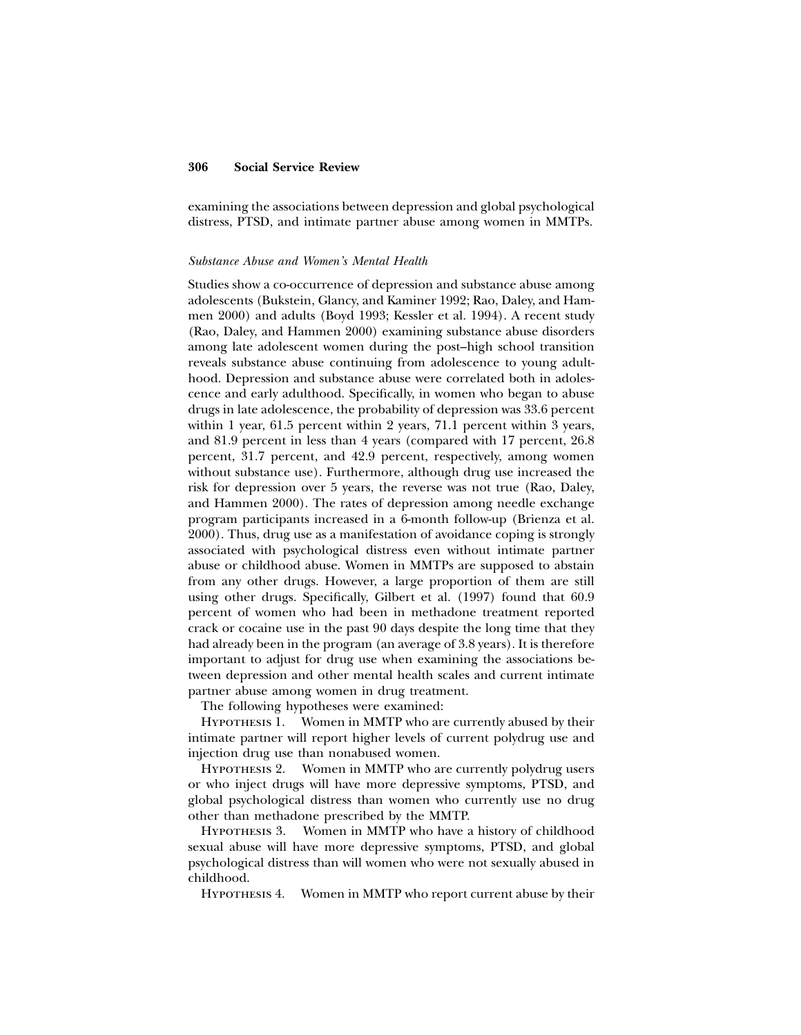examining the associations between depression and global psychological distress, PTSD, and intimate partner abuse among women in MMTPs.

### *Substance Abuse and Women's Mental Health*

Studies show a co-occurrence of depression and substance abuse among adolescents (Bukstein, Glancy, and Kaminer 1992; Rao, Daley, and Hammen 2000) and adults (Boyd 1993; Kessler et al. 1994). A recent study (Rao, Daley, and Hammen 2000) examining substance abuse disorders among late adolescent women during the post–high school transition reveals substance abuse continuing from adolescence to young adulthood. Depression and substance abuse were correlated both in adolescence and early adulthood. Specifically, in women who began to abuse drugs in late adolescence, the probability of depression was 33.6 percent within 1 year, 61.5 percent within 2 years, 71.1 percent within 3 years, and 81.9 percent in less than 4 years (compared with 17 percent, 26.8 percent, 31.7 percent, and 42.9 percent, respectively, among women without substance use). Furthermore, although drug use increased the risk for depression over 5 years, the reverse was not true (Rao, Daley, and Hammen 2000). The rates of depression among needle exchange program participants increased in a 6-month follow-up (Brienza et al. 2000). Thus, drug use as a manifestation of avoidance coping is strongly associated with psychological distress even without intimate partner abuse or childhood abuse. Women in MMTPs are supposed to abstain from any other drugs. However, a large proportion of them are still using other drugs. Specifically, Gilbert et al. (1997) found that 60.9 percent of women who had been in methadone treatment reported crack or cocaine use in the past 90 days despite the long time that they had already been in the program (an average of 3.8 years). It is therefore important to adjust for drug use when examining the associations between depression and other mental health scales and current intimate partner abuse among women in drug treatment.

The following hypotheses were examined:

Hypothesis 1. Women in MMTP who are currently abused by their intimate partner will report higher levels of current polydrug use and injection drug use than nonabused women.

Hypothesis 2. Women in MMTP who are currently polydrug users or who inject drugs will have more depressive symptoms, PTSD, and global psychological distress than women who currently use no drug other than methadone prescribed by the MMTP.

Hypothesis 3. Women in MMTP who have a history of childhood sexual abuse will have more depressive symptoms, PTSD, and global psychological distress than will women who were not sexually abused in childhood.

Hypothesis 4. Women in MMTP who report current abuse by their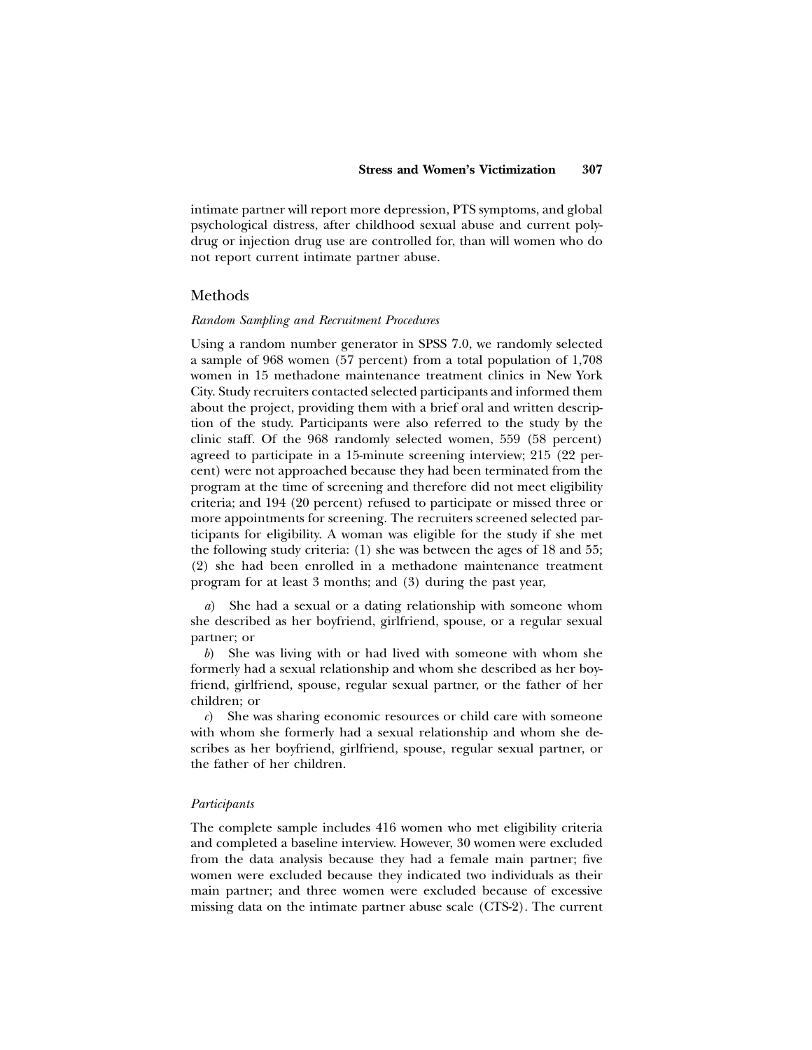intimate partner will report more depression, PTS symptoms, and global psychological distress, after childhood sexual abuse and current polydrug or injection drug use are controlled for, than will women who do not report current intimate partner abuse.

## Methods

### *Random Sampling and Recruitment Procedures*

Using a random number generator in SPSS 7.0, we randomly selected a sample of 968 women (57 percent) from a total population of 1,708 women in 15 methadone maintenance treatment clinics in New York City. Study recruiters contacted selected participants and informed them about the project, providing them with a brief oral and written description of the study. Participants were also referred to the study by the clinic staff. Of the 968 randomly selected women, 559 (58 percent) agreed to participate in a 15-minute screening interview; 215 (22 percent) were not approached because they had been terminated from the program at the time of screening and therefore did not meet eligibility criteria; and 194 (20 percent) refused to participate or missed three or more appointments for screening. The recruiters screened selected participants for eligibility. A woman was eligible for the study if she met the following study criteria: (1) she was between the ages of 18 and 55; (2) she had been enrolled in a methadone maintenance treatment program for at least 3 months; and (3) during the past year,

*a*) She had a sexual or a dating relationship with someone whom she described as her boyfriend, girlfriend, spouse, or a regular sexual partner; or

*b*) She was living with or had lived with someone with whom she formerly had a sexual relationship and whom she described as her boyfriend, girlfriend, spouse, regular sexual partner, or the father of her children; or

*c*) She was sharing economic resources or child care with someone with whom she formerly had a sexual relationship and whom she describes as her boyfriend, girlfriend, spouse, regular sexual partner, or the father of her children.

### *Participants*

The complete sample includes 416 women who met eligibility criteria and completed a baseline interview. However, 30 women were excluded from the data analysis because they had a female main partner; five women were excluded because they indicated two individuals as their main partner; and three women were excluded because of excessive missing data on the intimate partner abuse scale (CTS-2). The current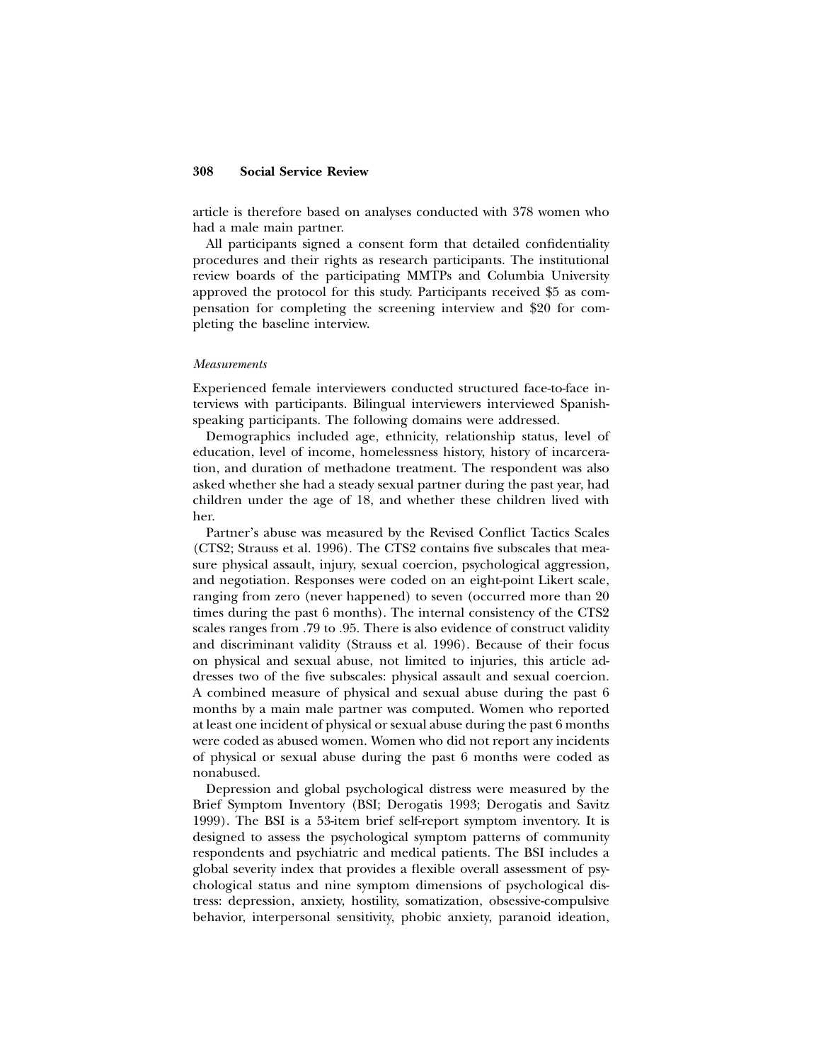article is therefore based on analyses conducted with 378 women who had a male main partner.

All participants signed a consent form that detailed confidentiality procedures and their rights as research participants. The institutional review boards of the participating MMTPs and Columbia University approved the protocol for this study. Participants received $5 as compensation for completing the screening interview and $20 for completing the baseline interview.

### *Measurements*

Experienced female interviewers conducted structured face-to-face interviews with participants. Bilingual interviewers interviewed Spanish-speaking participants. The following domains were addressed.

Demographics included age, ethnicity, relationship status, level of education, level of income, homelessness history, history of incarceration, and duration of methadone treatment. The respondent was also asked whether she had a steady sexual partner during the past year, had children under the age of 18, and whether these children lived with her.

Partner's abuse was measured by the Revised Conflict Tactics Scales (CTS2; Strauss et al. 1996). The CTS2 contains five subscales that measure physical assault, injury, sexual coercion, psychological aggression, and negotiation. Responses were coded on an eight-point Likert scale, ranging from zero (never happened) to seven (occurred more than 20 times during the past 6 months). The internal consistency of the CTS2 scales ranges from .79 to .95. There is also evidence of construct validity and discriminant validity (Strauss et al. 1996). Because of their focus on physical and sexual abuse, not limited to injuries, this article addresses two of the five subscales: physical assault and sexual coercion. A combined measure of physical and sexual abuse during the past 6 months by a main male partner was computed. Women who reported at least one incident of physical or sexual abuse during the past 6 months were coded as abused women. Women who did not report any incidents of physical or sexual abuse during the past 6 months were coded as nonabused.

Depression and global psychological distress were measured by the Brief Symptom Inventory (BSI; Derogatis 1993; Derogatis and Savitz 1999). The BSI is a 53-item brief self-report symptom inventory. It is designed to assess the psychological symptom patterns of community respondents and psychiatric and medical patients. The BSI includes a global severity index that provides a flexible overall assessment of psychological status and nine symptom dimensions of psychological distress: depression, anxiety, hostility, somatization, obsessive-compulsive behavior, interpersonal sensitivity, phobic anxiety, paranoid ideation,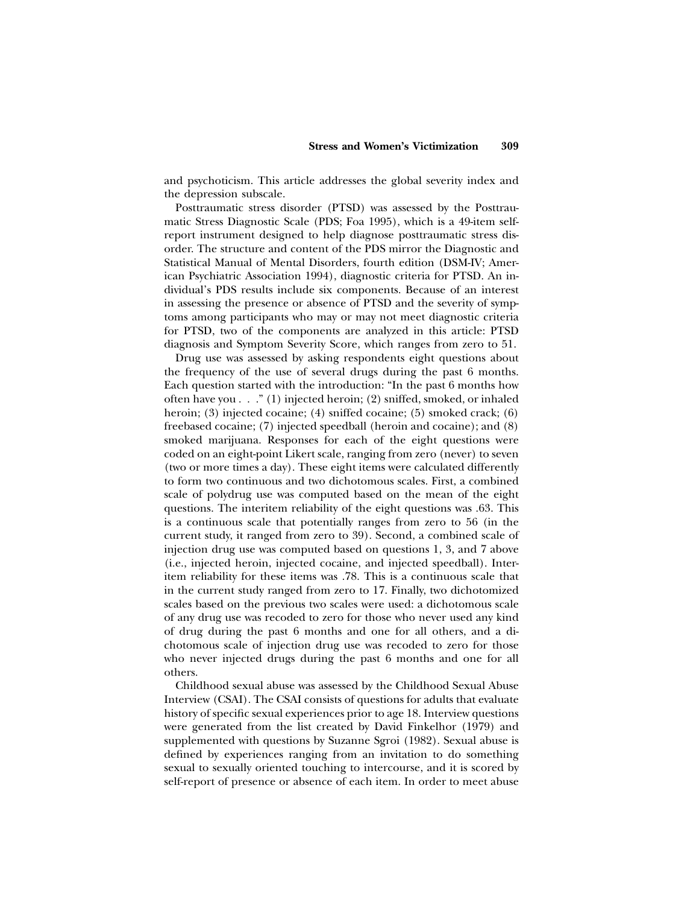and psychoticism. This article addresses the global severity index and the depression subscale.

Posttraumatic stress disorder (PTSD) was assessed by the Posttraumatic Stress Diagnostic Scale (PDS; Foa 1995), which is a 49-item self-report instrument designed to help diagnose posttraumatic stress disorder. The structure and content of the PDS mirror the Diagnostic and Statistical Manual of Mental Disorders, fourth edition (DSM-IV; American Psychiatric Association 1994), diagnostic criteria for PTSD. An individual's PDS results include six components. Because of an interest in assessing the presence or absence of PTSD and the severity of symptoms among participants who may or may not meet diagnostic criteria for PTSD, two of the components are analyzed in this article: PTSD diagnosis and Symptom Severity Score, which ranges from zero to 51.

Drug use was assessed by asking respondents eight questions about the frequency of the use of several drugs during the past 6 months. Each question started with the introduction: "In the past 6 months how often have you . . ." (1) injected heroin; (2) sniffed, smoked, or inhaled heroin; (3) injected cocaine; (4) sniffed cocaine; (5) smoked crack; (6) freebased cocaine; (7) injected speedball (heroin and cocaine); and (8) smoked marijuana. Responses for each of the eight questions were coded on an eight-point Likert scale, ranging from zero (never) to seven (two or more times a day). These eight items were calculated differently to form two continuous and two dichotomous scales. First, a combined scale of polydrug use was computed based on the mean of the eight questions. The interitem reliability of the eight questions was .63. This is a continuous scale that potentially ranges from zero to 56 (in the current study, it ranged from zero to 39). Second, a combined scale of injection drug use was computed based on questions 1, 3, and 7 above (i.e., injected heroin, injected cocaine, and injected speedball). Interitem reliability for these items was .78. This is a continuous scale that in the current study ranged from zero to 17. Finally, two dichotomized scales based on the previous two scales were used: a dichotomous scale of any drug use was recoded to zero for those who never used any kind of drug during the past 6 months and one for all others, and a dichotomous scale of injection drug use was recoded to zero for those who never injected drugs during the past 6 months and one for all others.

Childhood sexual abuse was assessed by the Childhood Sexual Abuse Interview (CSAI). The CSAI consists of questions for adults that evaluate history of specific sexual experiences prior to age 18. Interview questions were generated from the list created by David Finkelhor (1979) and supplemented with questions by Suzanne Sgroi (1982). Sexual abuse is defined by experiences ranging from an invitation to do something sexual to sexually oriented touching to intercourse, and it is scored by self-report of presence or absence of each item. In order to meet abuse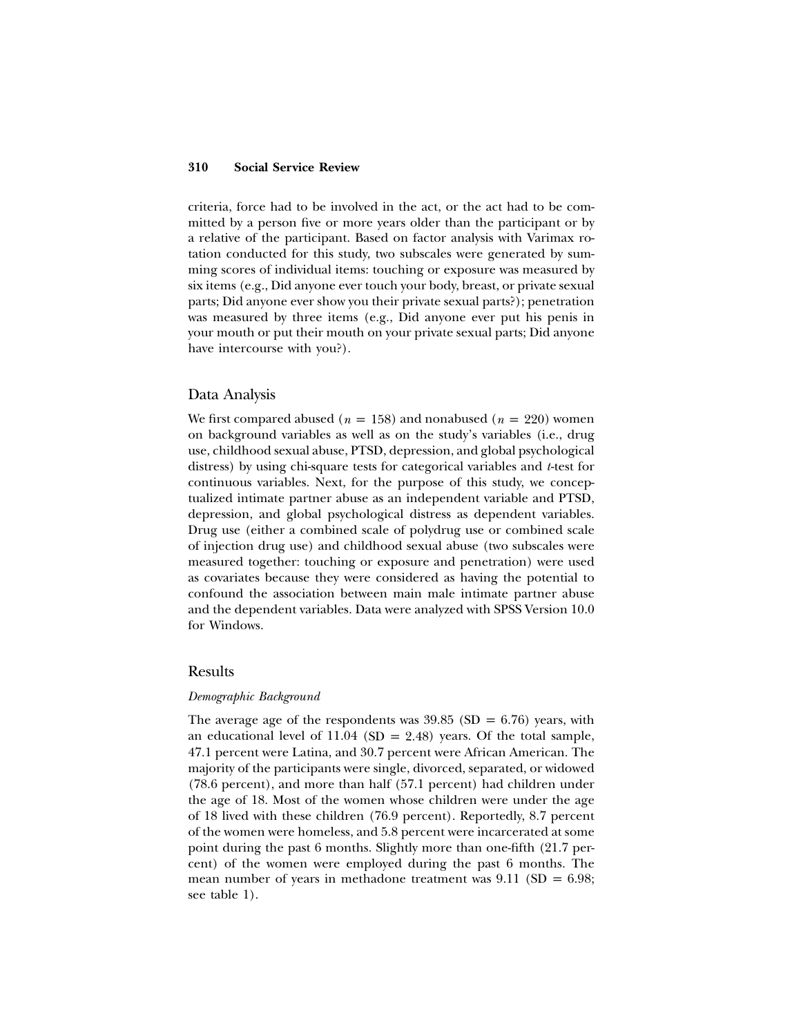criteria, force had to be involved in the act, or the act had to be committed by a person five or more years older than the participant or by a relative of the participant. Based on factor analysis with Varimax rotation conducted for this study, two subscales were generated by summing scores of individual items: touching or exposure was measured by six items (e.g., Did anyone ever touch your body, breast, or private sexual parts; Did anyone ever show you their private sexual parts?); penetration was measured by three items (e.g., Did anyone ever put his penis in your mouth or put their mouth on your private sexual parts; Did anyone have intercourse with you?).

## Data Analysis

We first compared abused ($n = 158$) and nonabused ($n = 220$) women on background variables as well as on the study's variables (i.e., drug use, childhood sexual abuse, PTSD, depression, and global psychological distress) by using chi-square tests for categorical variables and $t$-test for continuous variables. Next, for the purpose of this study, we conceptualized intimate partner abuse as an independent variable and PTSD, depression, and global psychological distress as dependent variables. Drug use (either a combined scale of polydrug use or combined scale of injection drug use) and childhood sexual abuse (two subscales were measured together: touching or exposure and penetration) were used as covariates because they were considered as having the potential to confound the association between main male intimate partner abuse and the dependent variables. Data were analyzed with SPSS Version 10.0 for Windows.

## Results

### *Demographic Background*

The average age of the respondents was 39.85 (SD = 6.76) years, with an educational level of 11.04 (SD = 2.48) years. Of the total sample, 47.1 percent were Latina, and 30.7 percent were African American. The majority of the participants were single, divorced, separated, or widowed (78.6 percent), and more than half (57.1 percent) had children under the age of 18. Most of the women whose children were under the age of 18 lived with these children (76.9 percent). Reportedly, 8.7 percent of the women were homeless, and 5.8 percent were incarcerated at some point during the past 6 months. Slightly more than one-fifth (21.7 percent) of the women were employed during the past 6 months. The mean number of years in methadone treatment was 9.11 (SD = 6.98; see table 1).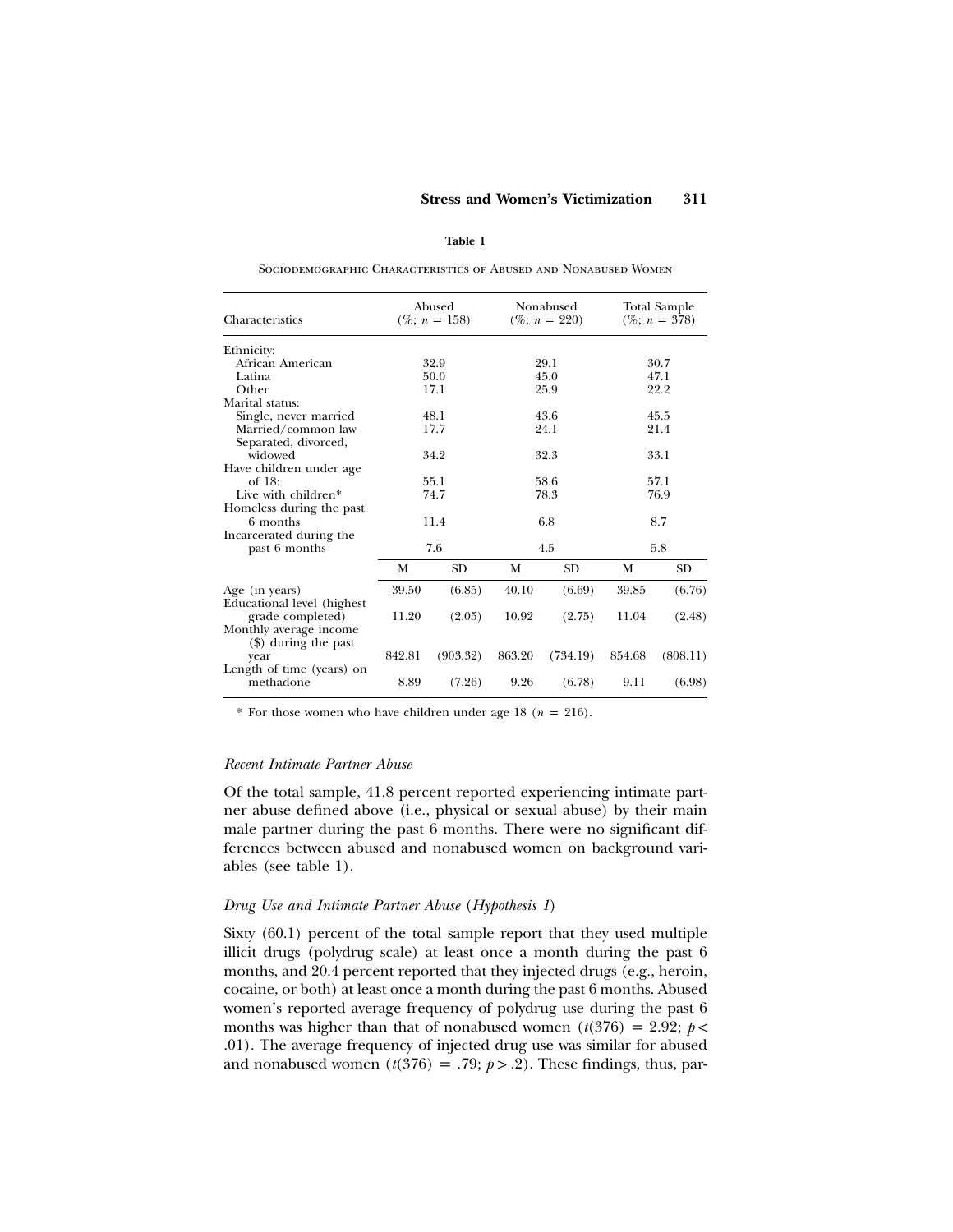**Table 1**

Sociodemographic Characteristics of Abused and Nonabused Women

| Characteristics | Abused (%; $n$ = 158) | | Nonabused (%; $n$ = 220) | | Total Sample (%; $n$ = 378) | |
|---|---|---|---|---|---|---|
| Ethnicity: | | | | | | |
| African American | 32.9 | | 29.1 | | 30.7 | |
| Latina | 50.0 | | 45.0 | | 47.1 | |
| Other | 17.1 | | 25.9 | | 22.2 | |
| Marital status: | | | | | | |
| Single, never married | 48.1 | | 43.6 | | 45.5 | |
| Married/common law | 17.7 | | 24.1 | | 21.4 | |
| Separated, divorced, widowed | 34.2 | | 32.3 | | 33.1 | |
| Have children under age of 18: | 55.1 | | 58.6 | | 57.1 | |
| Live with children* | 74.7 | | 78.3 | | 76.9 | |
| Homeless during the past 6 months | 11.4 | | 6.8 | | 8.7 | |
| Incarcerated during the past 6 months | 7.6 | | 4.5 | | 5.8 | |
| | M | SD | M | SD | M | SD |
| Age (in years) | 39.50 | (6.85) | 40.10 | (6.69) | 39.85 | (6.76) |
| Educational level (highest grade completed) | 11.20 | (2.05) | 10.92 | (2.75) | 11.04 | (2.48) |
| Monthly average income ($) during the past year | 842.81 | (903.32) | 863.20 | (734.19) | 854.68 | (808.11) |
| Length of time (years) on methadone | 8.89 | (7.26) | 9.26 | (6.78) | 9.11 | (6.98) |

\* For those women who have children under age 18 ($n$ = 216).

### *Recent Intimate Partner Abuse*

Of the total sample, 41.8 percent reported experiencing intimate partner abuse defined above (i.e., physical or sexual abuse) by their main male partner during the past 6 months. There were no significant differences between abused and nonabused women on background variables (see table 1).

### *Drug Use and Intimate Partner Abuse (Hypothesis 1)*

Sixty (60.1) percent of the total sample report that they used multiple illicit drugs (polydrug scale) at least once a month during the past 6 months, and 20.4 percent reported that they injected drugs (e.g., heroin, cocaine, or both) at least once a month during the past 6 months. Abused women's reported average frequency of polydrug use during the past 6 months was higher than that of nonabused women ($t(376) = 2.92$; $p < .01$). The average frequency of injected drug use was similar for abused and nonabused women ($t(376) = .79$; $p > .2$). These findings, thus, par-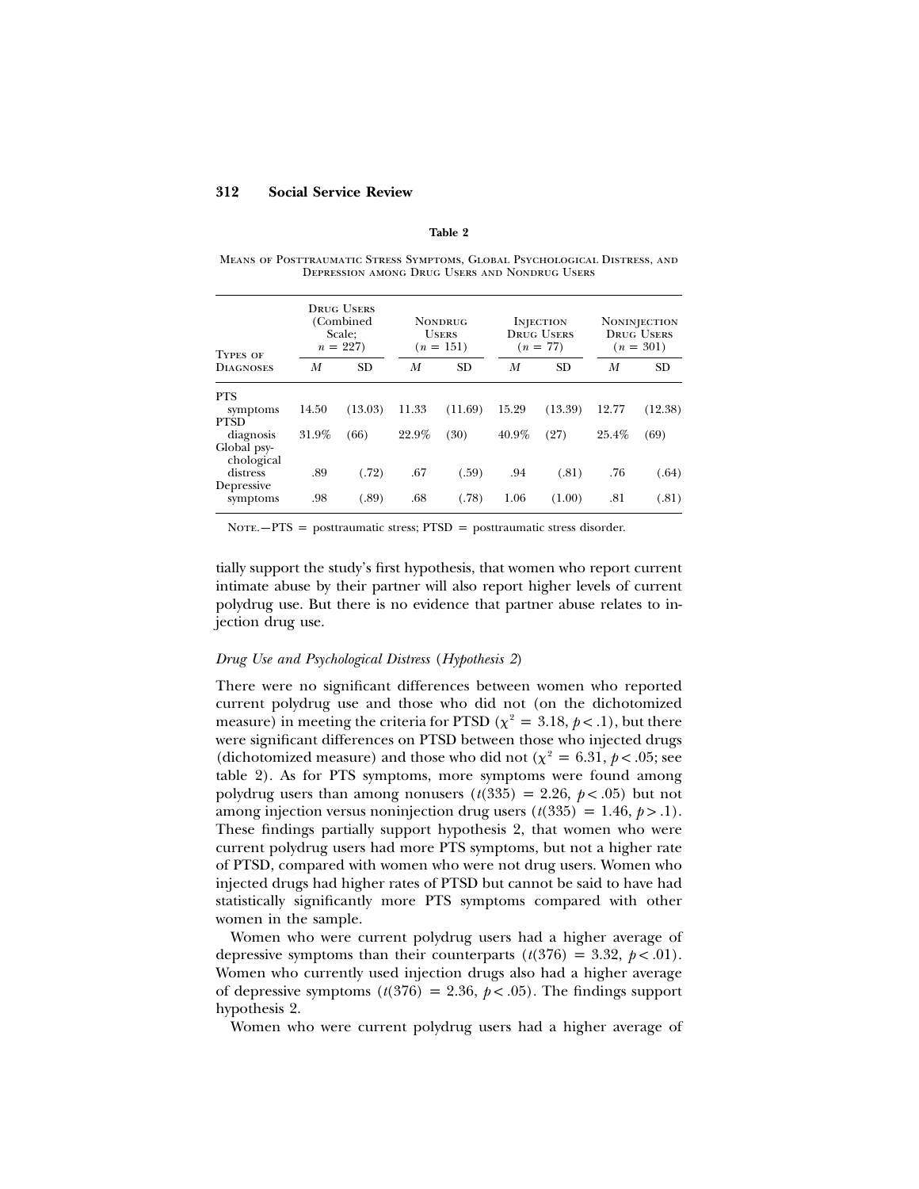**Table 2**

Means of Posttraumatic Stress Symptoms, Global Psychological Distress, and Depression among Drug Users and Nondrug Users

| Types of Diagnoses | Drug Users (Combined Scale; $n = 227$) | | Nondrug Users ($n = 151$) | | Injection Drug Users ($n = 77$) | | Noninjection Drug Users ($n = 301$) | |
|---|---|---|---|---|---|---|---|---|
| | *M* | SD | *M* | SD | *M* | SD | *M* | SD |
| PTS symptoms | 14.50 | (13.03) | 11.33 | (11.69) | 15.29 | (13.39) | 12.77 | (12.38) |
| PTSD diagnosis | 31.9% | (66) | 22.9% | (30) | 40.9% | (27) | 25.4% | (69) |
| Global psychological distress | .89 | (.72) | .67 | (.59) | .94 | (.81) | .76 | (.64) |
| Depressive symptoms | .98 | (.89) | .68 | (.78) | 1.06 | (1.00) | .81 | (.81) |

Note.—PTS = posttraumatic stress; PTSD = posttraumatic stress disorder.

tially support the study's first hypothesis, that women who report current intimate abuse by their partner will also report higher levels of current polydrug use. But there is no evidence that partner abuse relates to injection drug use.

### *Drug Use and Psychological Distress* (*Hypothesis 2*)

There were no significant differences between women who reported current polydrug use and those who did not (on the dichotomized measure) in meeting the criteria for PTSD ($\chi^2 = 3.18$, $p < .1$), but there were significant differences on PTSD between those who injected drugs (dichotomized measure) and those who did not ($\chi^2 = 6.31$, $p < .05$; see table 2). As for PTS symptoms, more symptoms were found among polydrug users than among nonusers ($t(335) = 2.26$, $p < .05$) but not among injection versus noninjection drug users ($t(335) = 1.46$, $p > .1$). These findings partially support hypothesis 2, that women who were current polydrug users had more PTS symptoms, but not a higher rate of PTSD, compared with women who were not drug users. Women who injected drugs had higher rates of PTSD but cannot be said to have had statistically significantly more PTS symptoms compared with other women in the sample.

Women who were current polydrug users had a higher average of depressive symptoms than their counterparts ($t(376) = 3.32$, $p < .01$). Women who currently used injection drugs also had a higher average of depressive symptoms ($t(376) = 2.36$, $p < .05$). The findings support hypothesis 2.

Women who were current polydrug users had a higher average of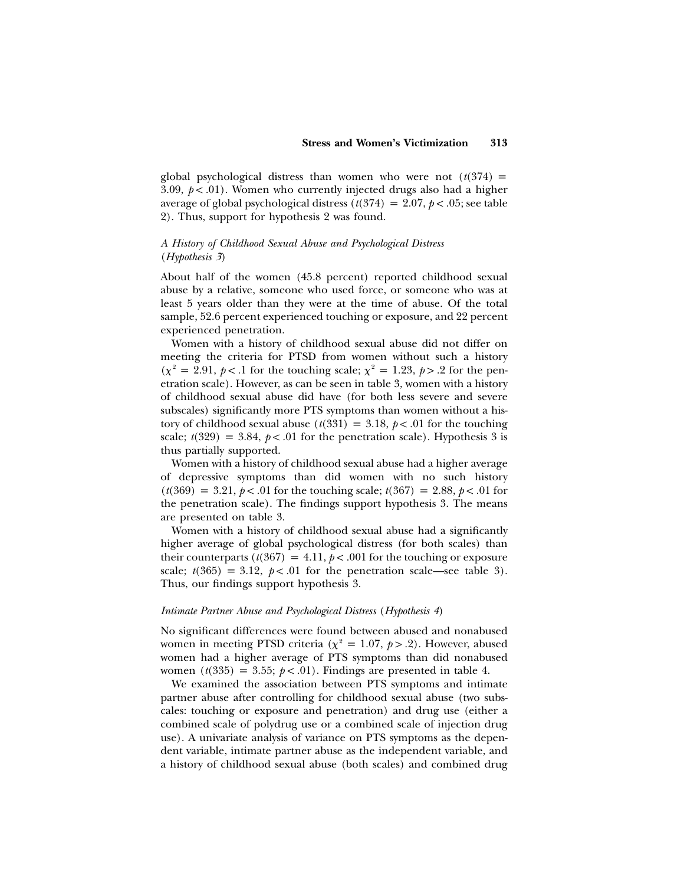global psychological distress than women who were not ($t(374) = 3.09$, $p < .01$). Women who currently injected drugs also had a higher average of global psychological distress ($t(374) = 2.07$, $p < .05$; see table 2). Thus, support for hypothesis 2 was found.

### *A History of Childhood Sexual Abuse and Psychological Distress (Hypothesis 3)*

About half of the women (45.8 percent) reported childhood sexual abuse by a relative, someone who used force, or someone who was at least 5 years older than they were at the time of abuse. Of the total sample, 52.6 percent experienced touching or exposure, and 22 percent experienced penetration.

Women with a history of childhood sexual abuse did not differ on meeting the criteria for PTSD from women without such a history ($\chi^2 = 2.91$, $p < .1$ for the touching scale; $\chi^2 = 1.23$, $p > .2$ for the penetration scale). However, as can be seen in table 3, women with a history of childhood sexual abuse did have (for both less severe and severe subscales) significantly more PTS symptoms than women without a history of childhood sexual abuse ($t(331) = 3.18$, $p < .01$ for the touching scale; $t(329) = 3.84$, $p < .01$ for the penetration scale). Hypothesis 3 is thus partially supported.

Women with a history of childhood sexual abuse had a higher average of depressive symptoms than did women with no such history ($t(369) = 3.21$, $p < .01$ for the touching scale; $t(367) = 2.88$, $p < .01$ for the penetration scale). The findings support hypothesis 3. The means are presented on table 3.

Women with a history of childhood sexual abuse had a significantly higher average of global psychological distress (for both scales) than their counterparts ($t(367) = 4.11$, $p < .001$ for the touching or exposure scale; $t(365) = 3.12$, $p < .01$ for the penetration scale—see table 3). Thus, our findings support hypothesis 3.

### *Intimate Partner Abuse and Psychological Distress (Hypothesis 4)*

No significant differences were found between abused and nonabused women in meeting PTSD criteria ($\chi^2 = 1.07$, $p > .2$). However, abused women had a higher average of PTS symptoms than did nonabused women ($t(335) = 3.55$; $p < .01$). Findings are presented in table 4.

We examined the association between PTS symptoms and intimate partner abuse after controlling for childhood sexual abuse (two subscales: touching or exposure and penetration) and drug use (either a combined scale of polydrug use or a combined scale of injection drug use). A univariate analysis of variance on PTS symptoms as the dependent variable, intimate partner abuse as the independent variable, and a history of childhood sexual abuse (both scales) and combined drug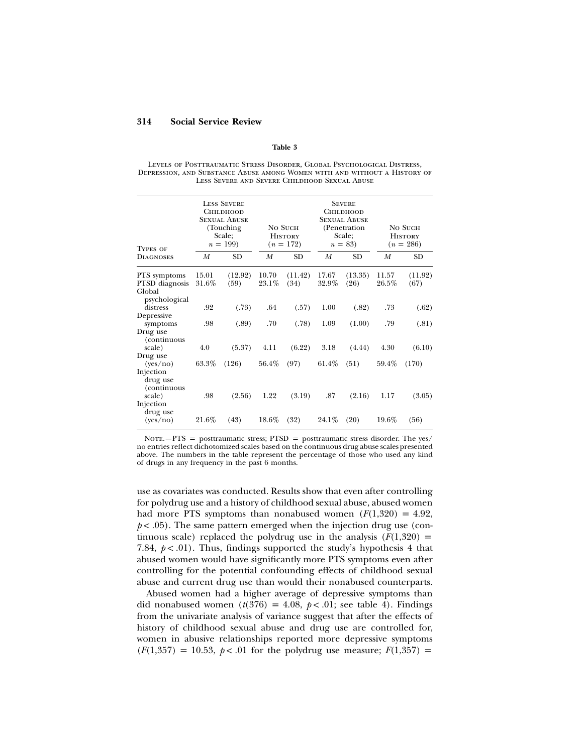**Table 3**

Levels of Posttraumatic Stress Disorder, Global Psychological Distress, Depression, and Substance Abuse among Women with and without a History of Less Severe and Severe Childhood Sexual Abuse

| Types of Diagnoses | Less Severe Childhood Sexual Abuse (Touching Scale; $n$ = 199) | | No Such History ($n$ = 172) | | Severe Childhood Sexual Abuse (Penetration Scale; $n$ = 83) | | No Such History ($n$ = 286) | |
|---|---|---|---|---|---|---|---|---|
| | $M$ | SD | $M$ | SD | $M$ | SD | $M$ | SD |
| PTS symptoms | 15.01 | (12.92) | 10.70 | (11.42) | 17.67 | (13.35) | 11.57 | (11.92) |
| PTSD diagnosis | 31.6% | (59) | 23.1% | (34) | 32.9% | (26) | 26.5% | (67) |
| Global psychological distress | .92 | (.73) | .64 | (.57) | 1.00 | (.82) | .73 | (.62) |
| Depressive symptoms | .98 | (.89) | .70 | (.78) | 1.09 | (1.00) | .79 | (.81) |
| Drug use (continuous scale) | 4.0 | (5.37) | 4.11 | (6.22) | 3.18 | (4.44) | 4.30 | (6.10) |
| Drug use (yes/no) | 63.3% | (126) | 56.4% | (97) | 61.4% | (51) | 59.4% | (170) |
| Injection drug use (continuous scale) | .98 | (2.56) | 1.22 | (3.19) | .87 | (2.16) | 1.17 | (3.05) |
| Injection drug use (yes/no) | 21.6% | (43) | 18.6% | (32) | 24.1% | (20) | 19.6% | (56) |

Note.—PTS = posttraumatic stress; PTSD = posttraumatic stress disorder. The yes/no entries reflect dichotomized scales based on the continuous drug abuse scales presented above. The numbers in the table represent the percentage of those who used any kind of drugs in any frequency in the past 6 months.

use as covariates was conducted. Results show that even after controlling for polydrug use and a history of childhood sexual abuse, abused women had more PTS symptoms than nonabused women ($F(1,320) = 4.92$, $p < .05$). The same pattern emerged when the injection drug use (continuous scale) replaced the polydrug use in the analysis ($F(1,320) = 7.84$, $p < .01$). Thus, findings supported the study's hypothesis 4 that abused women would have significantly more PTS symptoms even after controlling for the potential confounding effects of childhood sexual abuse and current drug use than would their nonabused counterparts.

Abused women had a higher average of depressive symptoms than did nonabused women ($t(376) = 4.08$, $p < .01$; see table 4). Findings from the univariate analysis of variance suggest that after the effects of history of childhood sexual abuse and drug use are controlled for, women in abusive relationships reported more depressive symptoms ($F(1,357) = 10.53$, $p < .01$ for the polydrug use measure; $F(1,357) =$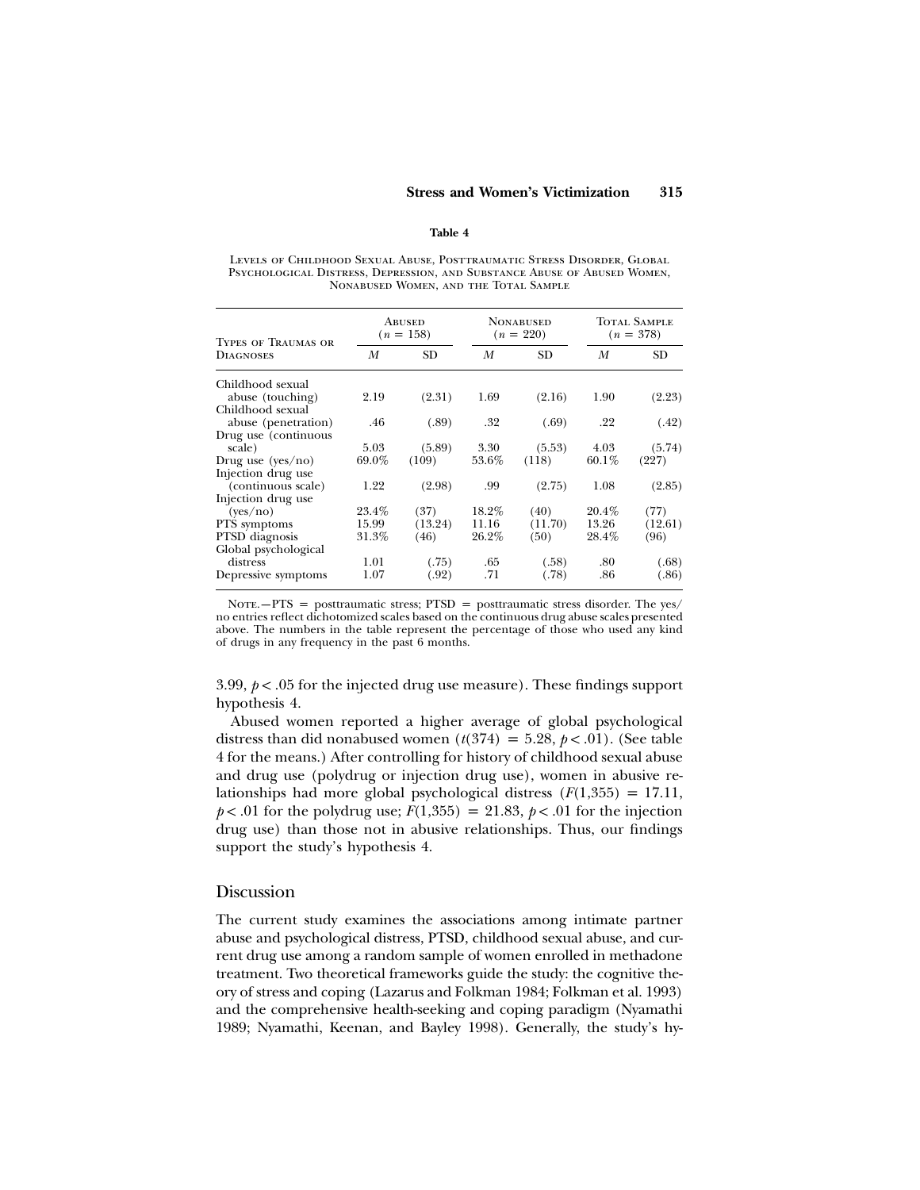**Table 4**

Levels of Childhood Sexual Abuse, Posttraumatic Stress Disorder, Global Psychological Distress, Depression, and Substance Abuse of Abused Women, Nonabused Women, and the Total Sample

| Types of Traumas or Diagnoses | Abused ($n$ = 158) | | Nonabused ($n$ = 220) | | Total Sample ($n$ = 378) | |
|---|---|---|---|---|---|---|
| | *M* | SD | *M* | SD | *M* | SD |
| Childhood sexual abuse (touching) | 2.19 | (2.31) | 1.69 | (2.16) | 1.90 | (2.23) |
| Childhood sexual abuse (penetration) | .46 | (.89) | .32 | (.69) | .22 | (.42) |
| Drug use (continuous scale) | 5.03 | (5.89) | 3.30 | (5.53) | 4.03 | (5.74) |
| Drug use (yes/no) | 69.0% | (109) | 53.6% | (118) | 60.1% | (227) |
| Injection drug use (continuous scale) | 1.22 | (2.98) | .99 | (2.75) | 1.08 | (2.85) |
| Injection drug use (yes/no) | 23.4% | (37) | 18.2% | (40) | 20.4% | (77) |
| PTS symptoms | 15.99 | (13.24) | 11.16 | (11.70) | 13.26 | (12.61) |
| PTSD diagnosis | 31.3% | (46) | 26.2% | (50) | 28.4% | (96) |
| Global psychological distress | 1.01 | (.75) | .65 | (.58) | .80 | (.68) |
| Depressive symptoms | 1.07 | (.92) | .71 | (.78) | .86 | (.86) |

Note.—PTS = posttraumatic stress; PTSD = posttraumatic stress disorder. The yes/no entries reflect dichotomized scales based on the continuous drug abuse scales presented above. The numbers in the table represent the percentage of those who used any kind of drugs in any frequency in the past 6 months.

3.99, $p < .05$ for the injected drug use measure). These findings support hypothesis 4.

Abused women reported a higher average of global psychological distress than did nonabused women ($t(374) = 5.28$, $p < .01$). (See table 4 for the means.) After controlling for history of childhood sexual abuse and drug use (polydrug or injection drug use), women in abusive relationships had more global psychological distress ($F(1,355) = 17.11$, $p < .01$ for the polydrug use; $F(1,355) = 21.83$, $p < .01$ for the injection drug use) than those not in abusive relationships. Thus, our findings support the study's hypothesis 4.

## Discussion

The current study examines the associations among intimate partner abuse and psychological distress, PTSD, childhood sexual abuse, and current drug use among a random sample of women enrolled in methadone treatment. Two theoretical frameworks guide the study: the cognitive theory of stress and coping (Lazarus and Folkman 1984; Folkman et al. 1993) and the comprehensive health-seeking and coping paradigm (Nyamathi 1989; Nyamathi, Keenan, and Bayley 1998). Generally, the study's hy-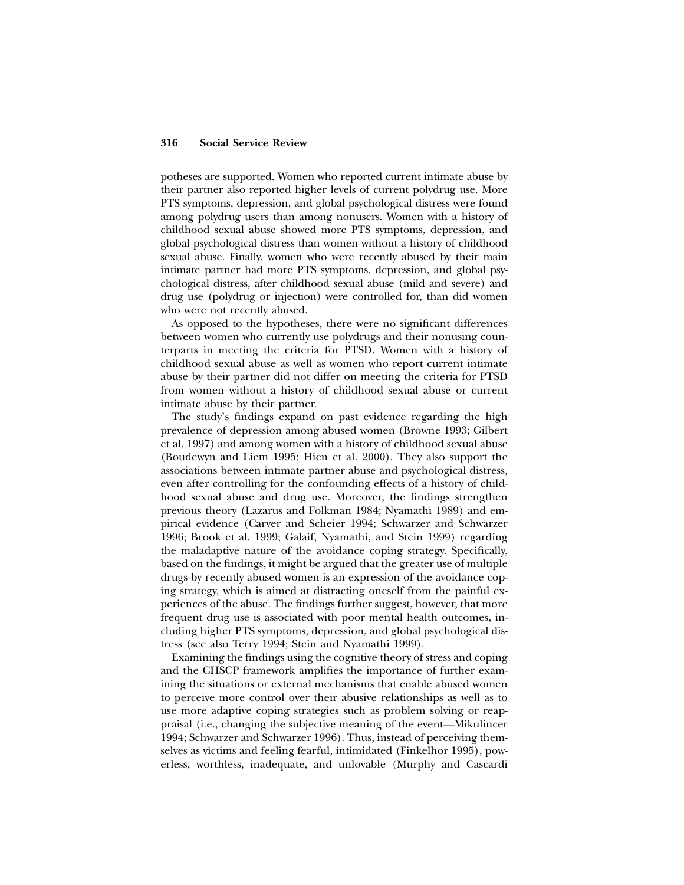potheses are supported. Women who reported current intimate abuse by their partner also reported higher levels of current polydrug use. More PTS symptoms, depression, and global psychological distress were found among polydrug users than among nonusers. Women with a history of childhood sexual abuse showed more PTS symptoms, depression, and global psychological distress than women without a history of childhood sexual abuse. Finally, women who were recently abused by their main intimate partner had more PTS symptoms, depression, and global psychological distress, after childhood sexual abuse (mild and severe) and drug use (polydrug or injection) were controlled for, than did women who were not recently abused.

As opposed to the hypotheses, there were no significant differences between women who currently use polydrugs and their nonusing counterparts in meeting the criteria for PTSD. Women with a history of childhood sexual abuse as well as women who report current intimate abuse by their partner did not differ on meeting the criteria for PTSD from women without a history of childhood sexual abuse or current intimate abuse by their partner.

The study's findings expand on past evidence regarding the high prevalence of depression among abused women (Browne 1993; Gilbert et al. 1997) and among women with a history of childhood sexual abuse (Boudewyn and Liem 1995; Hien et al. 2000). They also support the associations between intimate partner abuse and psychological distress, even after controlling for the confounding effects of a history of childhood sexual abuse and drug use. Moreover, the findings strengthen previous theory (Lazarus and Folkman 1984; Nyamathi 1989) and empirical evidence (Carver and Scheier 1994; Schwarzer and Schwarzer 1996; Brook et al. 1999; Galaif, Nyamathi, and Stein 1999) regarding the maladaptive nature of the avoidance coping strategy. Specifically, based on the findings, it might be argued that the greater use of multiple drugs by recently abused women is an expression of the avoidance coping strategy, which is aimed at distracting oneself from the painful experiences of the abuse. The findings further suggest, however, that more frequent drug use is associated with poor mental health outcomes, including higher PTS symptoms, depression, and global psychological distress (see also Terry 1994; Stein and Nyamathi 1999).

Examining the findings using the cognitive theory of stress and coping and the CHSCP framework amplifies the importance of further examining the situations or external mechanisms that enable abused women to perceive more control over their abusive relationships as well as to use more adaptive coping strategies such as problem solving or reappraisal (i.e., changing the subjective meaning of the event—Mikulincer 1994; Schwarzer and Schwarzer 1996). Thus, instead of perceiving themselves as victims and feeling fearful, intimidated (Finkelhor 1995), powerless, worthless, inadequate, and unlovable (Murphy and Cascardi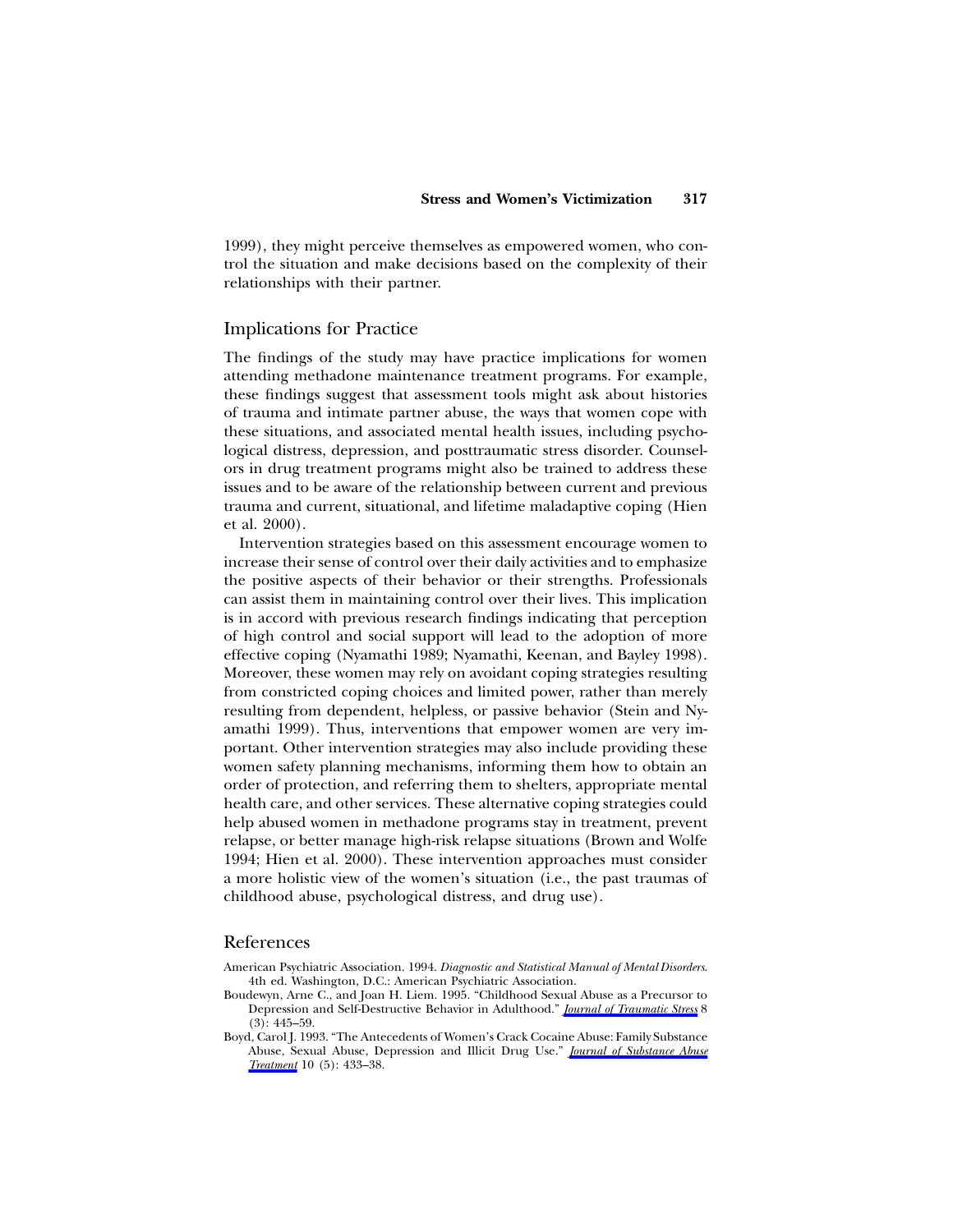1999), they might perceive themselves as empowered women, who control the situation and make decisions based on the complexity of their relationships with their partner.

## Implications for Practice

The findings of the study may have practice implications for women attending methadone maintenance treatment programs. For example, these findings suggest that assessment tools might ask about histories of trauma and intimate partner abuse, the ways that women cope with these situations, and associated mental health issues, including psychological distress, depression, and posttraumatic stress disorder. Counselors in drug treatment programs might also be trained to address these issues and to be aware of the relationship between current and previous trauma and current, situational, and lifetime maladaptive coping (Hien et al. 2000).

Intervention strategies based on this assessment encourage women to increase their sense of control over their daily activities and to emphasize the positive aspects of their behavior or their strengths. Professionals can assist them in maintaining control over their lives. This implication is in accord with previous research findings indicating that perception of high control and social support will lead to the adoption of more effective coping (Nyamathi 1989; Nyamathi, Keenan, and Bayley 1998). Moreover, these women may rely on avoidant coping strategies resulting from constricted coping choices and limited power, rather than merely resulting from dependent, helpless, or passive behavior (Stein and Nyamathi 1999). Thus, interventions that empower women are very important. Other intervention strategies may also include providing these women safety planning mechanisms, informing them how to obtain an order of protection, and referring them to shelters, appropriate mental health care, and other services. These alternative coping strategies could help abused women in methadone programs stay in treatment, prevent relapse, or better manage high-risk relapse situations (Brown and Wolfe 1994; Hien et al. 2000). These intervention approaches must consider a more holistic view of the women's situation (i.e., the past traumas of childhood abuse, psychological distress, and drug use).

## References

American Psychiatric Association. 1994. *Diagnostic and Statistical Manual of Mental Disorders*. 4th ed. Washington, D.C.: American Psychiatric Association.

Boudewyn, Arne C., and Joan H. Liem. 1995. "Childhood Sexual Abuse as a Precursor to Depression and Self-Destructive Behavior in Adulthood." *Journal of Traumatic Stress* 8 (3): 445–59.

Boyd, Carol J. 1993. "The Antecedents of Women's Crack Cocaine Abuse: Family Substance Abuse, Sexual Abuse, Depression and Illicit Drug Use." *Journal of Substance Abuse Treatment* 10 (5): 433–38.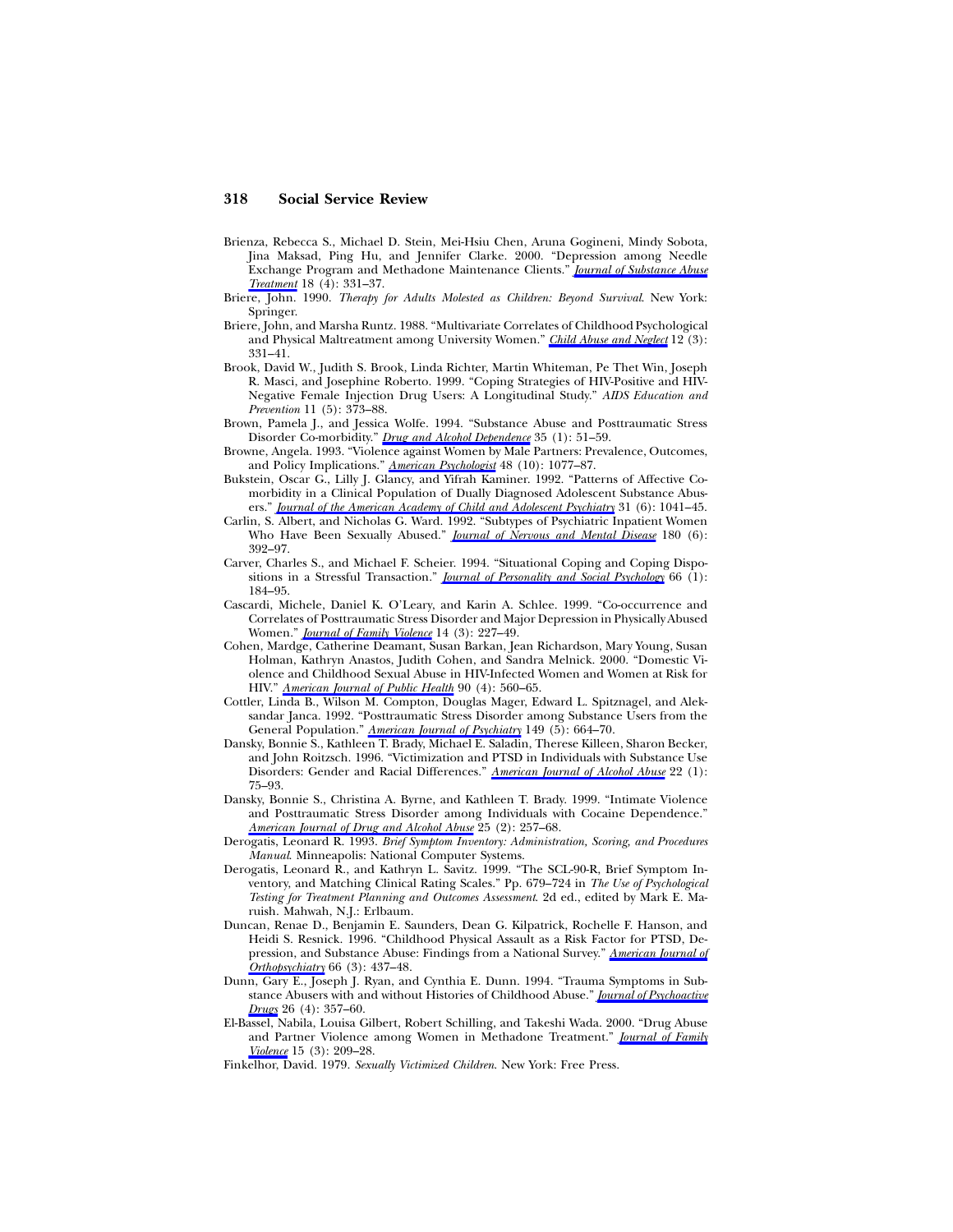Brienza, Rebecca S., Michael D. Stein, Mei-Hsiu Chen, Aruna Gogineni, Mindy Sobota, Jina Maksad, Ping Hu, and Jennifer Clarke. 2000. "Depression among Needle Exchange Program and Methadone Maintenance Clients." *Journal of Substance Abuse Treatment* 18 (4): 331–37.

Briere, John. 1990. *Therapy for Adults Molested as Children: Beyond Survival*. New York: Springer.

Briere, John, and Marsha Runtz. 1988. "Multivariate Correlates of Childhood Psychological and Physical Maltreatment among University Women." *Child Abuse and Neglect* 12 (3): 331–41.

Brook, David W., Judith S. Brook, Linda Richter, Martin Whiteman, Pe Thet Win, Joseph R. Masci, and Josephine Roberto. 1999. "Coping Strategies of HIV-Positive and HIV-Negative Female Injection Drug Users: A Longitudinal Study." *AIDS Education and Prevention* 11 (5): 373–88.

Brown, Pamela J., and Jessica Wolfe. 1994. "Substance Abuse and Posttraumatic Stress Disorder Co-morbidity." *Drug and Alcohol Dependence* 35 (1): 51–59.

Browne, Angela. 1993. "Violence against Women by Male Partners: Prevalence, Outcomes, and Policy Implications." *American Psychologist* 48 (10): 1077–87.

Bukstein, Oscar G., Lilly J. Glancy, and Yifrah Kaminer. 1992. "Patterns of Affective Comorbidity in a Clinical Population of Dually Diagnosed Adolescent Substance Abusers." *Journal of the American Academy of Child and Adolescent Psychiatry* 31 (6): 1041–45.

Carlin, S. Albert, and Nicholas G. Ward. 1992. "Subtypes of Psychiatric Inpatient Women Who Have Been Sexually Abused." *Journal of Nervous and Mental Disease* 180 (6): 392–97.

Carver, Charles S., and Michael F. Scheier. 1994. "Situational Coping and Coping Dispositions in a Stressful Transaction." *Journal of Personality and Social Psychology* 66 (1): 184–95.

Cascardi, Michele, Daniel K. O'Leary, and Karin A. Schlee. 1999. "Co-occurrence and Correlates of Posttraumatic Stress Disorder and Major Depression in Physically Abused Women." *Journal of Family Violence* 14 (3): 227–49.

Cohen, Mardge, Catherine Deamant, Susan Barkan, Jean Richardson, Mary Young, Susan Holman, Kathryn Anastos, Judith Cohen, and Sandra Melnick. 2000. "Domestic Violence and Childhood Sexual Abuse in HIV-Infected Women and Women at Risk for HIV." *American Journal of Public Health* 90 (4): 560–65.

Cottler, Linda B., Wilson M. Compton, Douglas Mager, Edward L. Spitznagel, and Aleksandar Janca. 1992. "Posttraumatic Stress Disorder among Substance Users from the General Population." *American Journal of Psychiatry* 149 (5): 664–70.

Dansky, Bonnie S., Kathleen T. Brady, Michael E. Saladin, Therese Killeen, Sharon Becker, and John Roitzsch. 1996. "Victimization and PTSD in Individuals with Substance Use Disorders: Gender and Racial Differences." *American Journal of Alcohol Abuse* 22 (1): 75–93.

Dansky, Bonnie S., Christina A. Byrne, and Kathleen T. Brady. 1999. "Intimate Violence and Posttraumatic Stress Disorder among Individuals with Cocaine Dependence." *American Journal of Drug and Alcohol Abuse* 25 (2): 257–68.

Derogatis, Leonard R. 1993. *Brief Symptom Inventory: Administration, Scoring, and Procedures Manual*. Minneapolis: National Computer Systems.

Derogatis, Leonard R., and Kathryn L. Savitz. 1999. "The SCL-90-R, Brief Symptom Inventory, and Matching Clinical Rating Scales." Pp. 679–724 in *The Use of Psychological Testing for Treatment Planning and Outcomes Assessment*. 2d ed., edited by Mark E. Maruish. Mahwah, N.J.: Erlbaum.

Duncan, Renae D., Benjamin E. Saunders, Dean G. Kilpatrick, Rochelle F. Hanson, and Heidi S. Resnick. 1996. "Childhood Physical Assault as a Risk Factor for PTSD, Depression, and Substance Abuse: Findings from a National Survey." *American Journal of Orthopsychiatry* 66 (3): 437–48.

Dunn, Gary E., Joseph J. Ryan, and Cynthia E. Dunn. 1994. "Trauma Symptoms in Substance Abusers with and without Histories of Childhood Abuse." *Journal of Psychoactive Drugs* 26 (4): 357–60.

El-Bassel, Nabila, Louisa Gilbert, Robert Schilling, and Takeshi Wada. 2000. "Drug Abuse and Partner Violence among Women in Methadone Treatment." *Journal of Family Violence* 15 (3): 209–28.

Finkelhor, David. 1979. *Sexually Victimized Children*. New York: Free Press.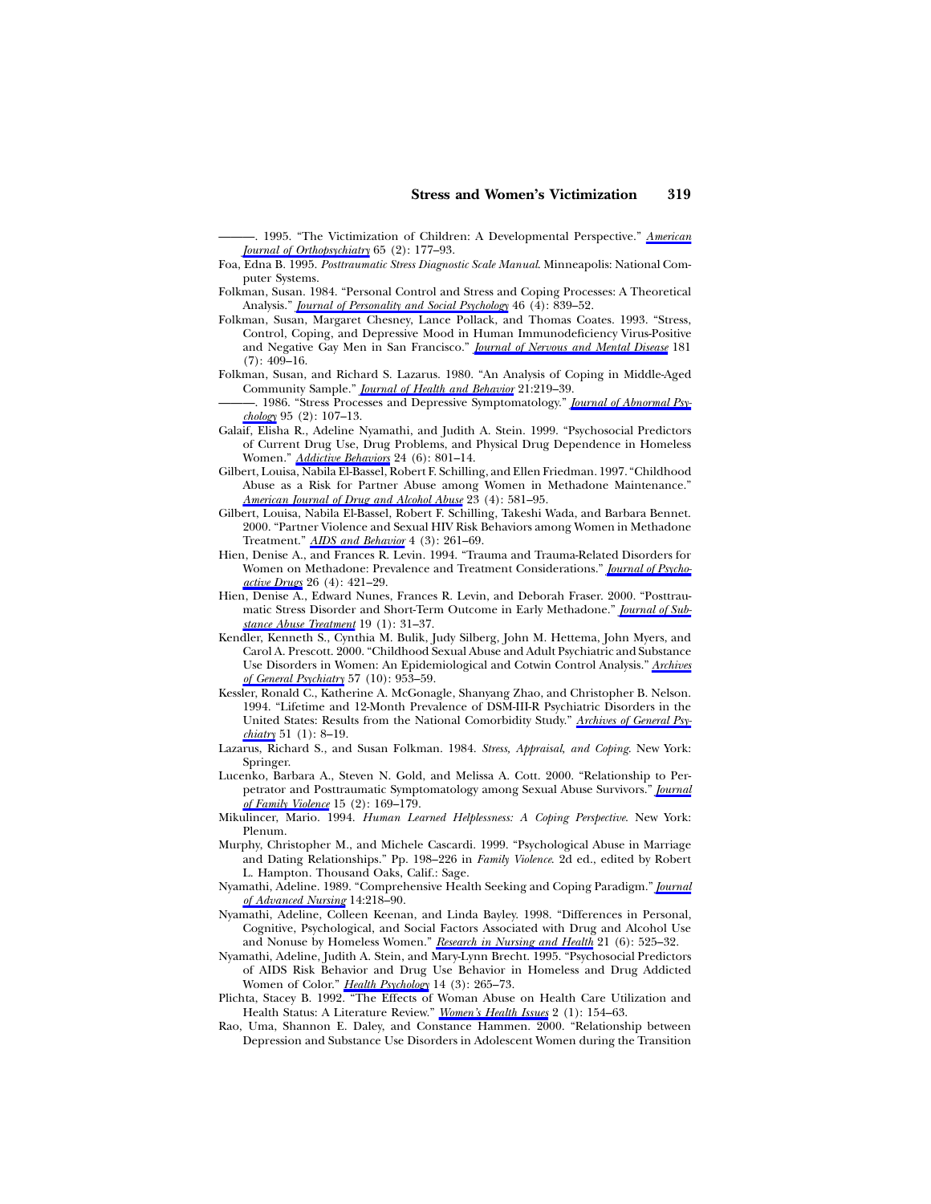———. 1995. "The Victimization of Children: A Developmental Perspective." *American Journal of Orthopsychiatry* 65 (2): 177–93.

Foa, Edna B. 1995. *Posttraumatic Stress Diagnostic Scale Manual.* Minneapolis: National Computer Systems.

Folkman, Susan. 1984. "Personal Control and Stress and Coping Processes: A Theoretical Analysis." *Journal of Personality and Social Psychology* 46 (4): 839–52.

Folkman, Susan, Margaret Chesney, Lance Pollack, and Thomas Coates. 1993. "Stress, Control, Coping, and Depressive Mood in Human Immunodeficiency Virus-Positive and Negative Gay Men in San Francisco." *Journal of Nervous and Mental Disease* 181 (7): 409–16.

Folkman, Susan, and Richard S. Lazarus. 1980. "An Analysis of Coping in Middle-Aged Community Sample." *Journal of Health and Behavior* 21:219–39.

———. 1986. "Stress Processes and Depressive Symptomatology." *Journal of Abnormal Psychology* 95 (2): 107–13.

Galaif, Elisha R., Adeline Nyamathi, and Judith A. Stein. 1999. "Psychosocial Predictors of Current Drug Use, Drug Problems, and Physical Drug Dependence in Homeless Women." *Addictive Behaviors* 24 (6): 801–14.

Gilbert, Louisa, Nabila El-Bassel, Robert F. Schilling, and Ellen Friedman. 1997. "Childhood Abuse as a Risk for Partner Abuse among Women in Methadone Maintenance." *American Journal of Drug and Alcohol Abuse* 23 (4): 581–95.

Gilbert, Louisa, Nabila El-Bassel, Robert F. Schilling, Takeshi Wada, and Barbara Bennet. 2000. "Partner Violence and Sexual HIV Risk Behaviors among Women in Methadone Treatment." *AIDS and Behavior* 4 (3): 261–69.

Hien, Denise A., and Frances R. Levin. 1994. "Trauma and Trauma-Related Disorders for Women on Methadone: Prevalence and Treatment Considerations." *Journal of Psychoactive Drugs* 26 (4): 421–29.

Hien, Denise A., Edward Nunes, Frances R. Levin, and Deborah Fraser. 2000. "Posttraumatic Stress Disorder and Short-Term Outcome in Early Methadone." *Journal of Substance Abuse Treatment* 19 (1): 31–37.

Kendler, Kenneth S., Cynthia M. Bulik, Judy Silberg, John M. Hettema, John Myers, and Carol A. Prescott. 2000. "Childhood Sexual Abuse and Adult Psychiatric and Substance Use Disorders in Women: An Epidemiological and Cotwin Control Analysis." *Archives of General Psychiatry* 57 (10): 953–59.

Kessler, Ronald C., Katherine A. McGonagle, Shanyang Zhao, and Christopher B. Nelson. 1994. "Lifetime and 12-Month Prevalence of DSM-III-R Psychiatric Disorders in the United States: Results from the National Comorbidity Study." *Archives of General Psychiatry* 51 (1): 8–19.

Lazarus, Richard S., and Susan Folkman. 1984. *Stress, Appraisal, and Coping.* New York: Springer.

Lucenko, Barbara A., Steven N. Gold, and Melissa A. Cott. 2000. "Relationship to Perpetrator and Posttraumatic Symptomatology among Sexual Abuse Survivors." *Journal of Family Violence* 15 (2): 169–179.

Mikulincer, Mario. 1994. *Human Learned Helplessness: A Coping Perspective.* New York: Plenum.

Murphy, Christopher M., and Michele Cascardi. 1999. "Psychological Abuse in Marriage and Dating Relationships." Pp. 198–226 in *Family Violence.* 2d ed., edited by Robert L. Hampton. Thousand Oaks, Calif.: Sage.

Nyamathi, Adeline. 1989. "Comprehensive Health Seeking and Coping Paradigm." *Journal of Advanced Nursing* 14:218–90.

Nyamathi, Adeline, Colleen Keenan, and Linda Bayley. 1998. "Differences in Personal, Cognitive, Psychological, and Social Factors Associated with Drug and Alcohol Use and Nonuse by Homeless Women." *Research in Nursing and Health* 21 (6): 525–32.

Nyamathi, Adeline, Judith A. Stein, and Mary-Lynn Brecht. 1995. "Psychosocial Predictors of AIDS Risk Behavior and Drug Use Behavior in Homeless and Drug Addicted Women of Color." *Health Psychology* 14 (3): 265–73.

Plichta, Stacey B. 1992. "The Effects of Woman Abuse on Health Care Utilization and Health Status: A Literature Review." *Women's Health Issues* 2 (1): 154–63.

Rao, Uma, Shannon E. Daley, and Constance Hammen. 2000. "Relationship between Depression and Substance Use Disorders in Adolescent Women during the Transition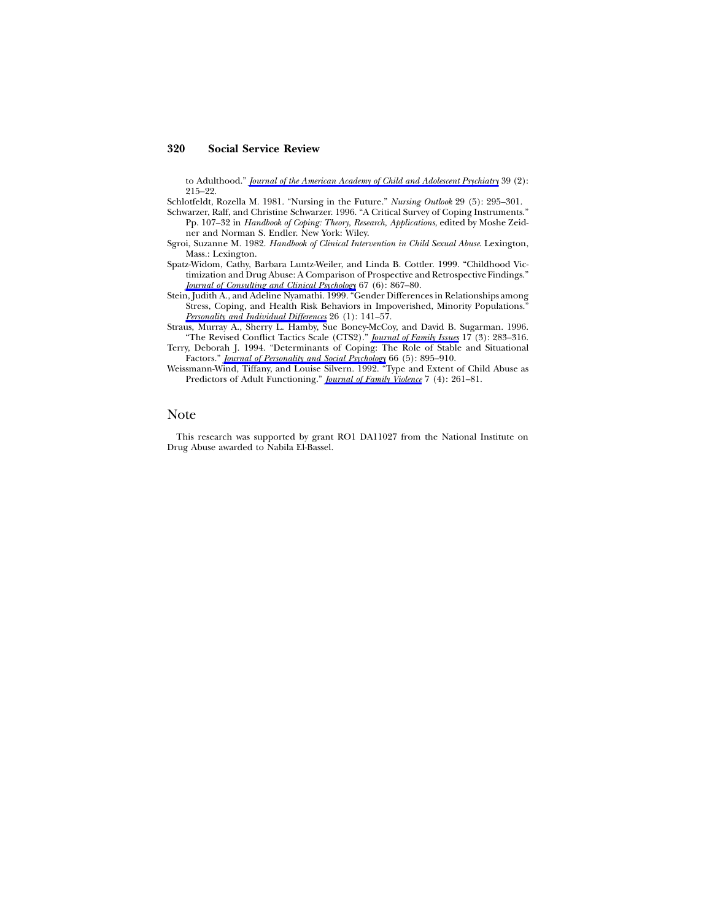to Adulthood." *Journal of the American Academy of Child and Adolescent Psychiatry* 39 (2): 215–22.

Schlotfeldt, Rozella M. 1981. "Nursing in the Future." *Nursing Outlook* 29 (5): 295–301.

Schwarzer, Ralf, and Christine Schwarzer. 1996. "A Critical Survey of Coping Instruments." Pp. 107–32 in *Handbook of Coping: Theory, Research, Applications*, edited by Moshe Zeidner and Norman S. Endler. New York: Wiley.

Sgroi, Suzanne M. 1982. *Handbook of Clinical Intervention in Child Sexual Abuse*. Lexington, Mass.: Lexington.

Spatz-Widom, Cathy, Barbara Luntz-Weiler, and Linda B. Cottler. 1999. "Childhood Victimization and Drug Abuse: A Comparison of Prospective and Retrospective Findings." *Journal of Consulting and Clinical Psychology* 67 (6): 867–80.

Stein, Judith A., and Adeline Nyamathi. 1999. "Gender Differences in Relationships among Stress, Coping, and Health Risk Behaviors in Impoverished, Minority Populations." *Personality and Individual Differences* 26 (1): 141–57.

Straus, Murray A., Sherry L. Hamby, Sue Boney-McCoy, and David B. Sugarman. 1996. "The Revised Conflict Tactics Scale (CTS2)." *Journal of Family Issues* 17 (3): 283–316.

Terry, Deborah J. 1994. "Determinants of Coping: The Role of Stable and Situational Factors." *Journal of Personality and Social Psychology* 66 (5): 895–910.

Weissmann-Wind, Tiffany, and Louise Silvern. 1992. "Type and Extent of Child Abuse as Predictors of Adult Functioning." *Journal of Family Violence* 7 (4): 261–81.

## Note

This research was supported by grant RO1 DA11027 from the National Institute on Drug Abuse awarded to Nabila El-Bassel.